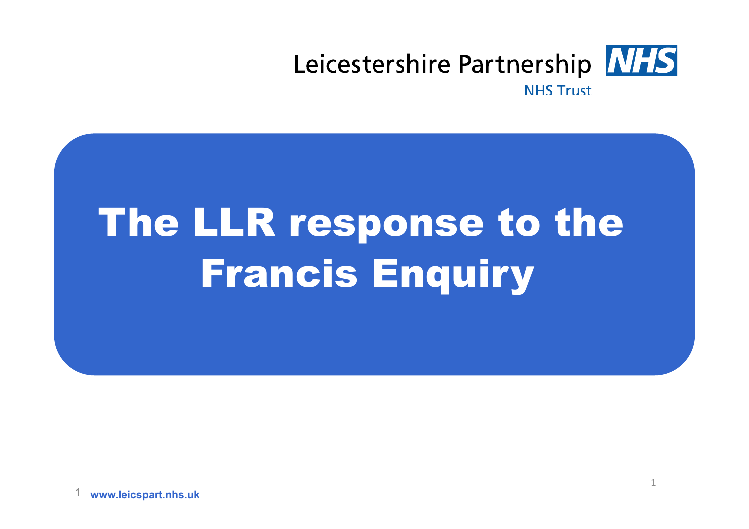Leicestershire Partnership NHS Trust

# The LLR response to the Francis Enquiry

www.leicspart.nhs.uk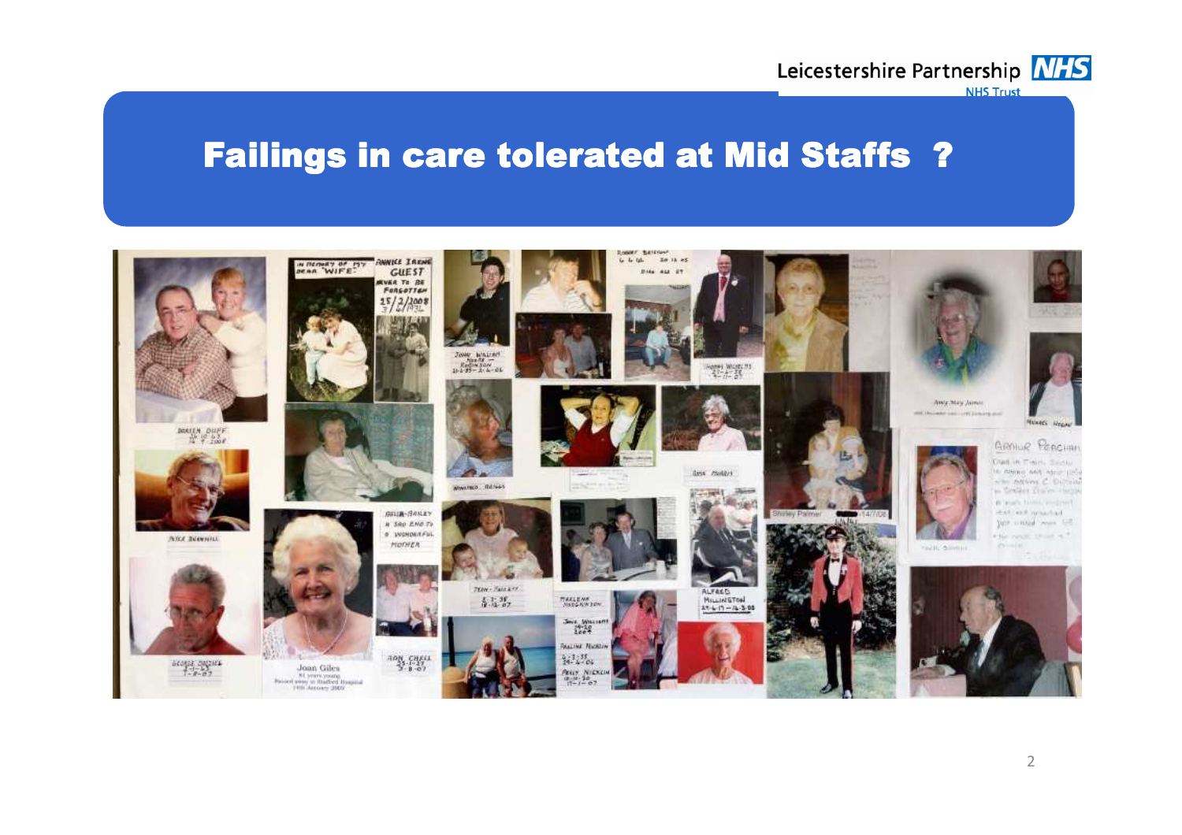# Failings in care tolerated at Mid Staffs ?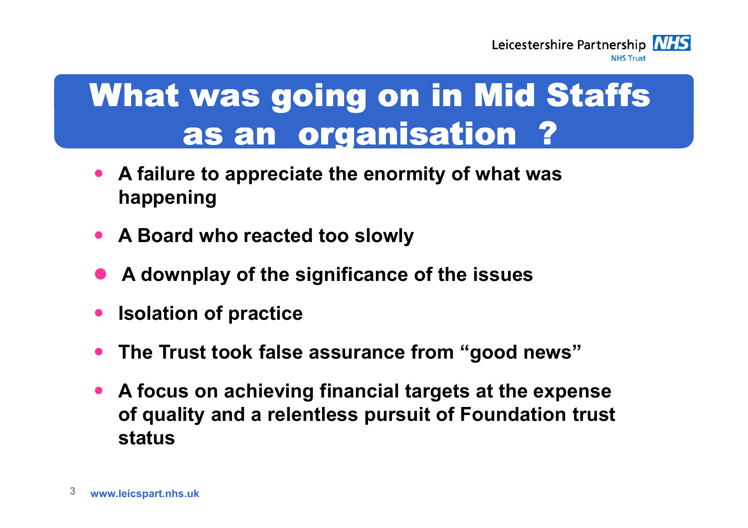# What was going on in Mid Staffs as an organisation ?

- **A failure to appreciate the enormity of what was happening**
- **A Board who reacted too slowly**
- **A downplay of the significance of the issues**
- **Isolation of practice**
- **The Trust took false assurance from "good news"**
- **A focus on achieving financial targets at the expense of quality and a relentless pursuit of Foundation trust status**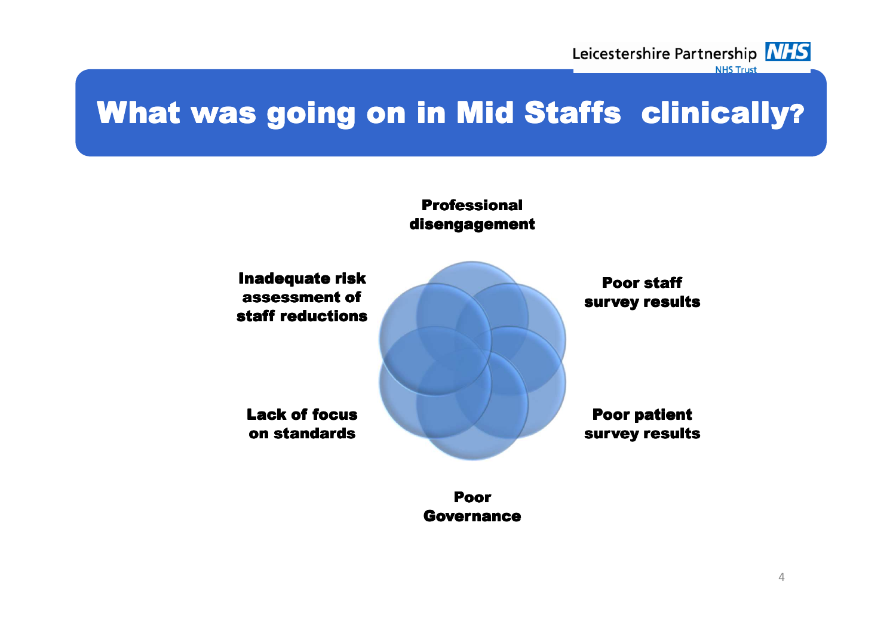# What was going on in Mid Staffs clinically?

- Professional disengagement
- Poor staff survey results
- Poor patient survey results
- Poor Governance
- Lack of focus on standards
- Inadequate risk assessment of staff reductions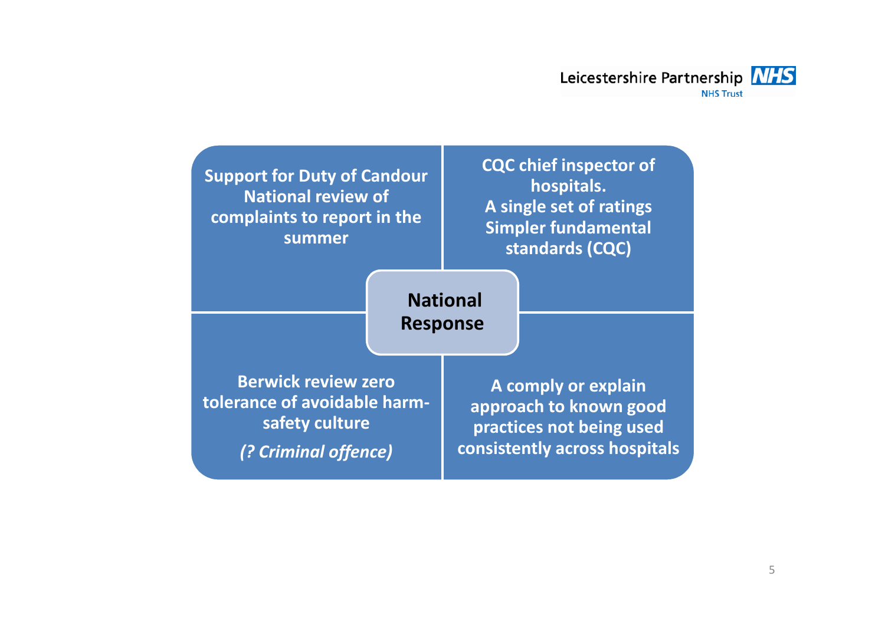# National Response

**Support for Duty of Candour National review of complaints to report in the summer**

**CQC chief inspector of hospitals.**
**A single set of ratings**
**Simpler fundamental standards (CQC)**

**Berwick review zero tolerance of avoidable harm-safety culture**

***(? Criminal offence)***

**A comply or explain approach to known good practices not being used consistently across hospitals**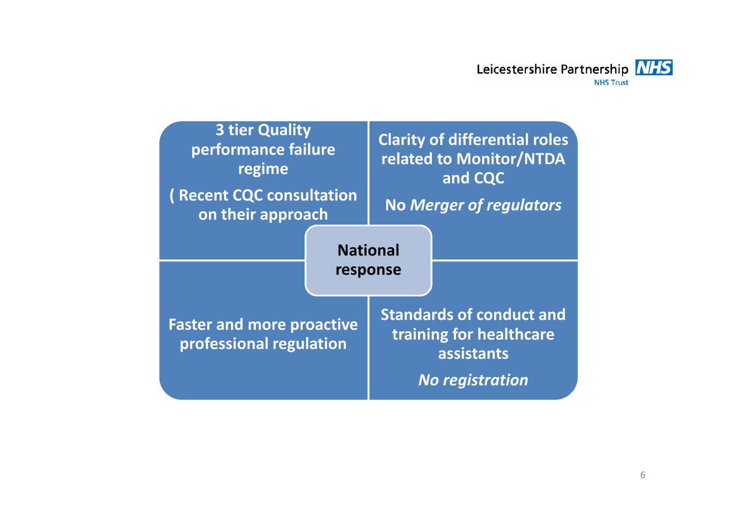# National response

**3 tier Quality performance failure regime**

**( Recent CQC consultation on their approach**

**Clarity of differential roles related to Monitor/NTDA and CQC**

**No *Merger of regulators***

**Faster and more proactive professional regulation**

**Standards of conduct and training for healthcare assistants**

***No registration***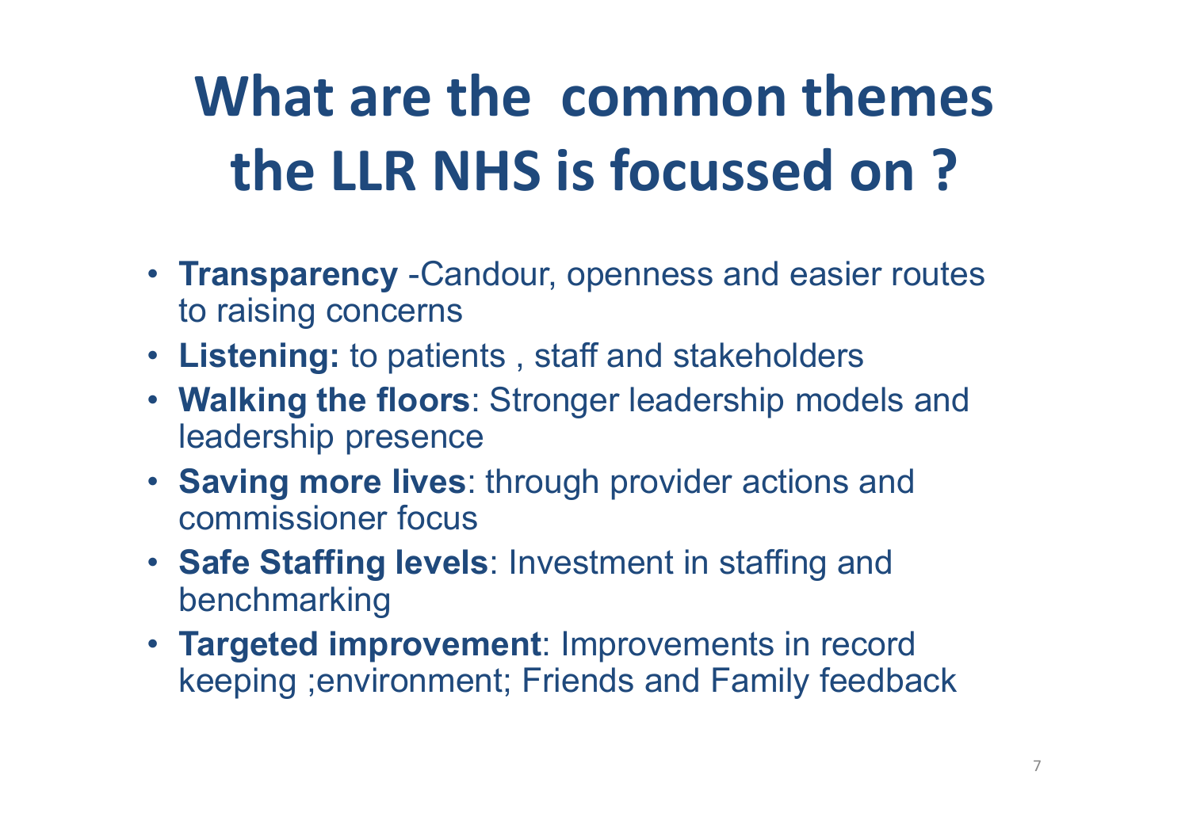# What are the common themes the LLR NHS is focussed on ?

- **Transparency** -Candour, openness and easier routes to raising concerns
- **Listening:** to patients , staff and stakeholders
- **Walking the floors**: Stronger leadership models and leadership presence
- **Saving more lives**: through provider actions and commissioner focus
- **Safe Staffing levels**: Investment in staffing and benchmarking
- **Targeted improvement**: Improvements in record keeping ;environment; Friends and Family feedback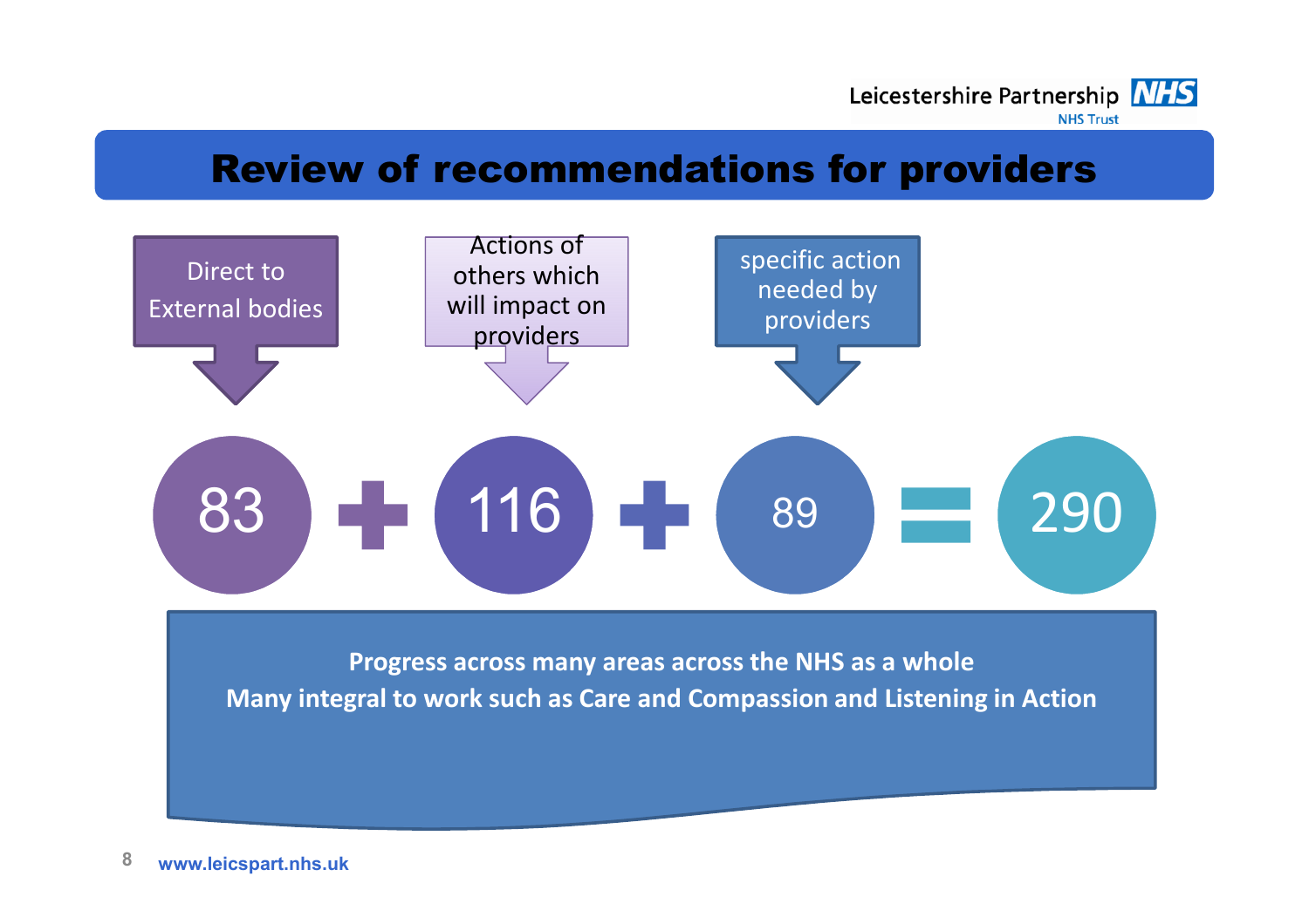# Review of recommendations for providers

| Direct to External bodies | Actions of others which will impact on providers | specific action needed by providers | |
|---|---|---|---|
| 83 | + 116 | + 89 | = 290 |

**Progress across many areas across the NHS as a whole**

**Many integral to work such as Care and Compassion and Listening in Action**

www.leicspart.nhs.uk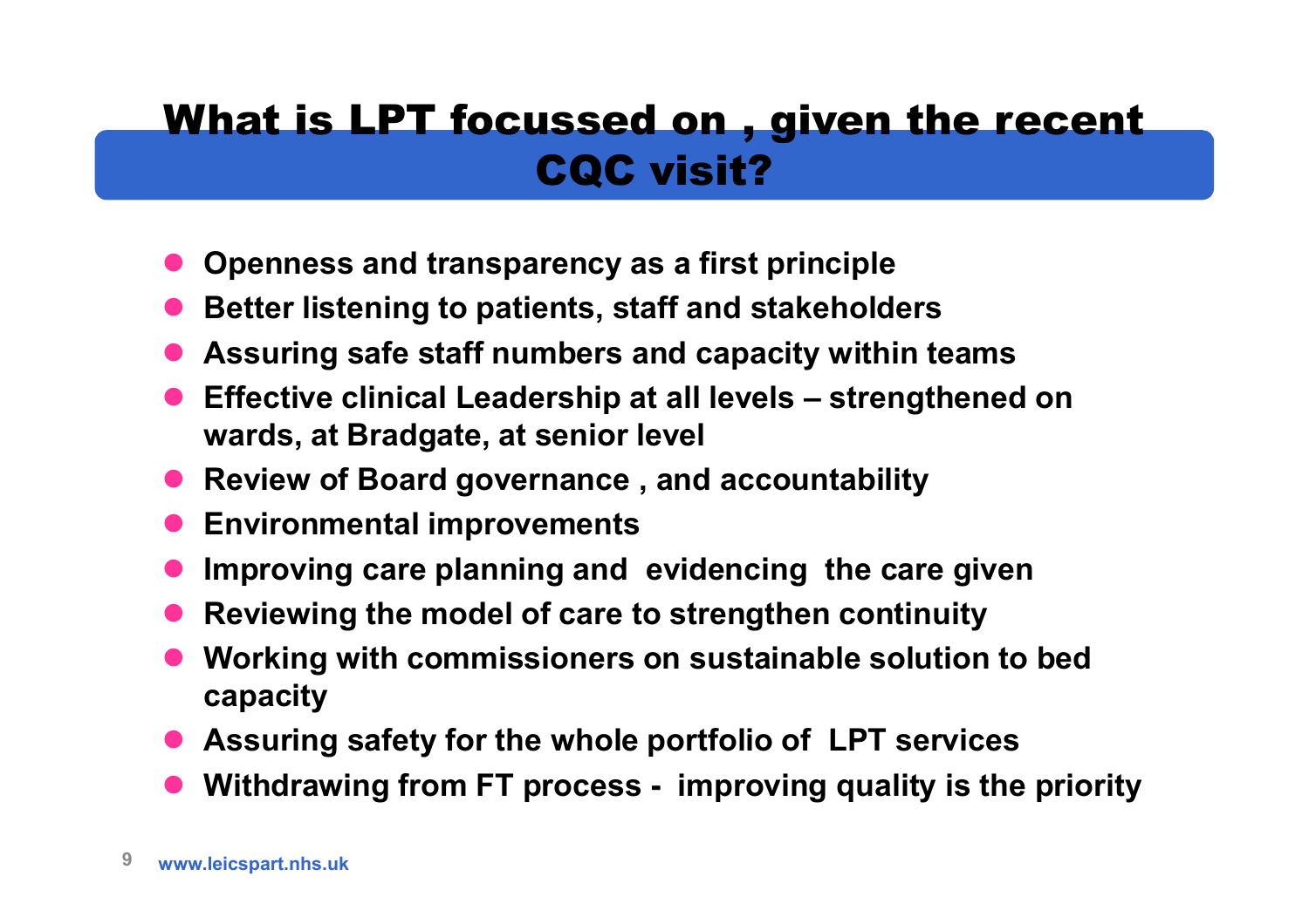# What is LPT focussed on , given the recent CQC visit?

- Openness and transparency as a first principle
- Better listening to patients, staff and stakeholders
- Assuring safe staff numbers and capacity within teams
- Effective clinical Leadership at all levels – strengthened on wards, at Bradgate, at senior level
- Review of Board governance , and accountability
- Environmental improvements
- Improving care planning and evidencing the care given
- Reviewing the model of care to strengthen continuity
- Working with commissioners on sustainable solution to bed capacity
- Assuring safety for the whole portfolio of LPT services
- Withdrawing from FT process - improving quality is the priority

www.leicspart.nhs.uk